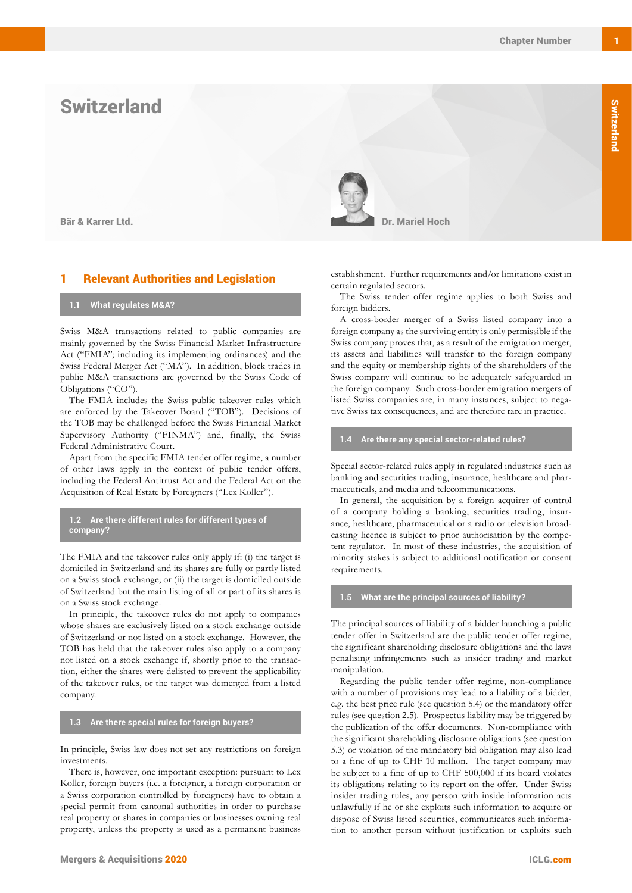# Switzerland

Bär & Karrer Ltd.

Dr. Mariel Hoch

## 1 Relevant Authorities and Legislation

### 1.1 What regulates M&A?

Swiss M&A transactions related to public companies are mainly governed by the Swiss Financial Market Infrastructure Act ("FMIA"; including its implementing ordinances) and the Swiss Federal Merger Act ("MA"). In addition, block trades in public M&A transactions are governed by the Swiss Code of Obligations ("CO").

The FMIA includes the Swiss public takeover rules which are enforced by the Takeover Board ("TOB"). Decisions of the TOB may be challenged before the Swiss Financial Market Supervisory Authority ("FINMA") and, finally, the Swiss Federal Administrative Court.

Apart from the specific FMIA tender offer regime, a number of other laws apply in the context of public tender offers, including the Federal Antitrust Act and the Federal Act on the Acquisition of Real Estate by Foreigners ("Lex Koller").

### 1.2 Are there different rules for different types of company?

The FMIA and the takeover rules only apply if: (i) the target is domiciled in Switzerland and its shares are fully or partly listed on a Swiss stock exchange; or (ii) the target is domiciled outside of Switzerland but the main listing of all or part of its shares is on a Swiss stock exchange.

In principle, the takeover rules do not apply to companies whose shares are exclusively listed on a stock exchange outside of Switzerland or not listed on a stock exchange. However, the TOB has held that the takeover rules also apply to a company not listed on a stock exchange if, shortly prior to the transaction, either the shares were delisted to prevent the applicability of the takeover rules, or the target was demerged from a listed company.

### 1.3 Are there special rules for foreign buyers?

In principle, Swiss law does not set any restrictions on foreign investments.

There is, however, one important exception: pursuant to Lex Koller, foreign buyers (i.e. a foreigner, a foreign corporation or a Swiss corporation controlled by foreigners) have to obtain a special permit from cantonal authorities in order to purchase real property or shares in companies or businesses owning real property, unless the property is used as a permanent business establishment. Further requirements and/or limitations exist in certain regulated sectors.

The Swiss tender offer regime applies to both Swiss and foreign bidders.

A cross-border merger of a Swiss listed company into a foreign company as the surviving entity is only permissible if the Swiss company proves that, as a result of the emigration merger, its assets and liabilities will transfer to the foreign company and the equity or membership rights of the shareholders of the Swiss company will continue to be adequately safeguarded in the foreign company. Such cross-border emigration mergers of listed Swiss companies are, in many instances, subject to negative Swiss tax consequences, and are therefore rare in practice.

### 1.4 Are there any special sector-related rules?

Special sector-related rules apply in regulated industries such as banking and securities trading, insurance, healthcare and pharmaceuticals, and media and telecommunications.

In general, the acquisition by a foreign acquirer of control of a company holding a banking, securities trading, insurance, healthcare, pharmaceutical or a radio or television broadcasting licence is subject to prior authorisation by the competent regulator. In most of these industries, the acquisition of minority stakes is subject to additional notification or consent requirements.

### 1.5 What are the principal sources of liability?

The principal sources of liability of a bidder launching a public tender offer in Switzerland are the public tender offer regime, the significant shareholding disclosure obligations and the laws penalising infringements such as insider trading and market manipulation.

Regarding the public tender offer regime, non-compliance with a number of provisions may lead to a liability of a bidder, e.g. the best price rule (see question 5.4) or the mandatory offer rules (see question 2.5). Prospectus liability may be triggered by the publication of the offer documents. Non-compliance with the significant shareholding disclosure obligations (see question 5.3) or violation of the mandatory bid obligation may also lead to a fine of up to CHF 10 million. The target company may be subject to a fine of up to CHF 500,000 if its board violates its obligations relating to its report on the offer. Under Swiss insider trading rules, any person with inside information acts unlawfully if he or she exploits such information to acquire or dispose of Swiss listed securities, communicates such information to another person without justification or exploits such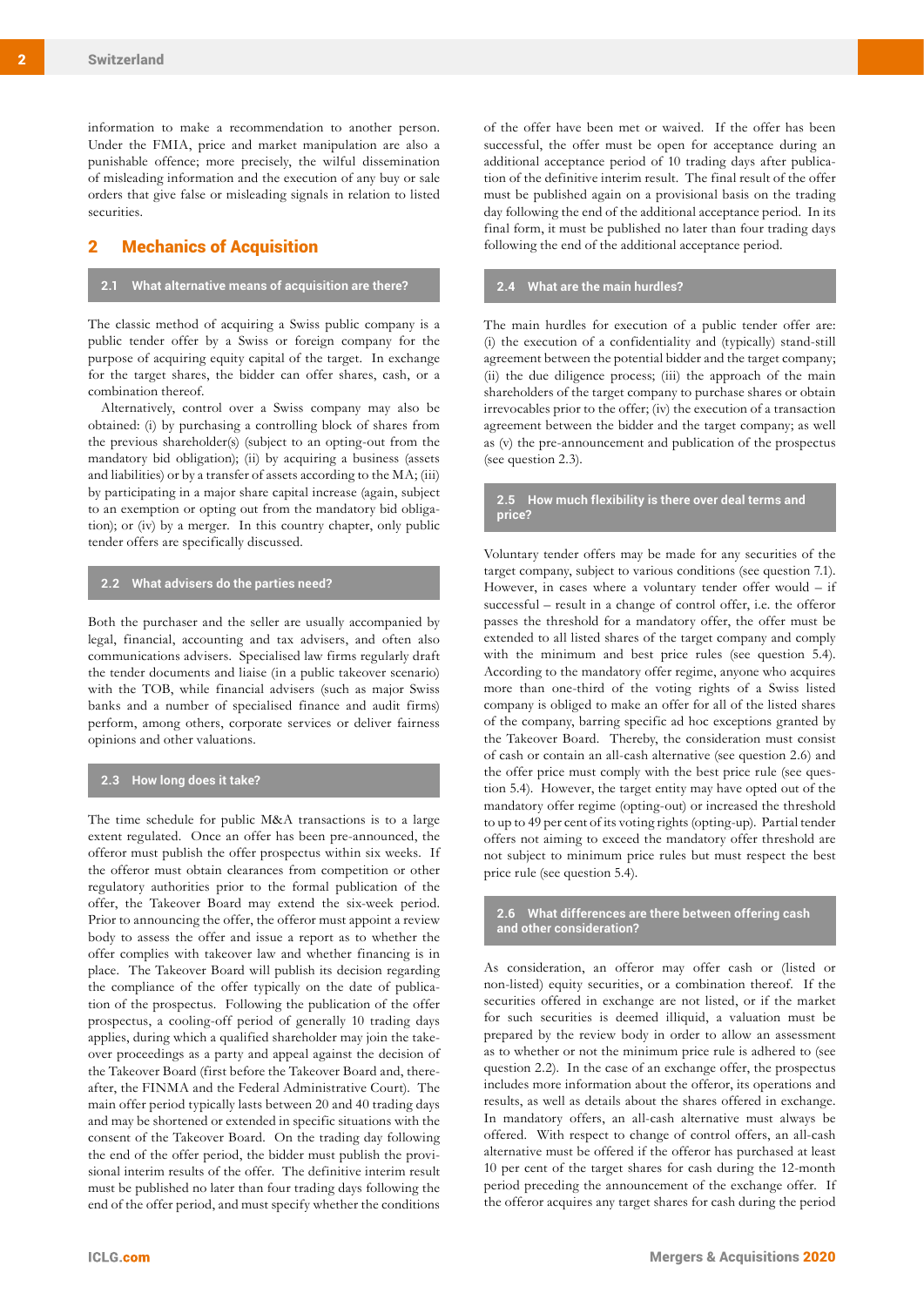information to make a recommendation to another person. Under the FMIA, price and market manipulation are also a punishable offence; more precisely, the wilful dissemination of misleading information and the execution of any buy or sale orders that give false or misleading signals in relation to listed securities.

## 2 Mechanics of Acquisition

### 2.1 What alternative means of acquisition are there?

The classic method of acquiring a Swiss public company is a public tender offer by a Swiss or foreign company for the purpose of acquiring equity capital of the target. In exchange for the target shares, the bidder can offer shares, cash, or a combination thereof.

Alternatively, control over a Swiss company may also be obtained: (i) by purchasing a controlling block of shares from the previous shareholder(s) (subject to an opting-out from the mandatory bid obligation); (ii) by acquiring a business (assets and liabilities) or by a transfer of assets according to the MA; (iii) by participating in a major share capital increase (again, subject to an exemption or opting out from the mandatory bid obligation); or (iv) by a merger. In this country chapter, only public tender offers are specifically discussed.

### 2.2 What advisers do the parties need?

Both the purchaser and the seller are usually accompanied by legal, financial, accounting and tax advisers, and often also communications advisers. Specialised law firms regularly draft the tender documents and liaise (in a public takeover scenario) with the TOB, while financial advisers (such as major Swiss banks and a number of specialised finance and audit firms) perform, among others, corporate services or deliver fairness opinions and other valuations.

### 2.3 How long does it take?

The time schedule for public M&A transactions is to a large extent regulated. Once an offer has been pre-announced, the offeror must publish the offer prospectus within six weeks. If the offeror must obtain clearances from competition or other regulatory authorities prior to the formal publication of the offer, the Takeover Board may extend the six-week period. Prior to announcing the offer, the offeror must appoint a review body to assess the offer and issue a report as to whether the offer complies with takeover law and whether financing is in place. The Takeover Board will publish its decision regarding the compliance of the offer typically on the date of publication of the prospectus. Following the publication of the offer prospectus, a cooling-off period of generally 10 trading days applies, during which a qualified shareholder may join the takeover proceedings as a party and appeal against the decision of the Takeover Board (first before the Takeover Board and, thereafter, the FINMA and the Federal Administrative Court). The main offer period typically lasts between 20 and 40 trading days and may be shortened or extended in specific situations with the consent of the Takeover Board. On the trading day following the end of the offer period, the bidder must publish the provisional interim results of the offer. The definitive interim result must be published no later than four trading days following the end of the offer period, and must specify whether the conditions of the offer have been met or waived. If the offer has been successful, the offer must be open for acceptance during an additional acceptance period of 10 trading days after publication of the definitive interim result. The final result of the offer must be published again on a provisional basis on the trading day following the end of the additional acceptance period. In its final form, it must be published no later than four trading days following the end of the additional acceptance period.

### 2.4 What are the main hurdles?

The main hurdles for execution of a public tender offer are: (i) the execution of a confidentiality and (typically) stand-still agreement between the potential bidder and the target company; (ii) the due diligence process; (iii) the approach of the main shareholders of the target company to purchase shares or obtain irrevocables prior to the offer; (iv) the execution of a transaction agreement between the bidder and the target company; as well as (v) the pre-announcement and publication of the prospectus (see question 2.3).

### 2.5 How much flexibility is there over deal terms and price?

Voluntary tender offers may be made for any securities of the target company, subject to various conditions (see question 7.1). However, in cases where a voluntary tender offer would – if successful – result in a change of control offer, i.e. the offeror passes the threshold for a mandatory offer, the offer must be extended to all listed shares of the target company and comply with the minimum and best price rules (see question 5.4). According to the mandatory offer regime, anyone who acquires more than one-third of the voting rights of a Swiss listed company is obliged to make an offer for all of the listed shares of the company, barring specific ad hoc exceptions granted by the Takeover Board. Thereby, the consideration must consist of cash or contain an all-cash alternative (see question 2.6) and the offer price must comply with the best price rule (see question 5.4). However, the target entity may have opted out of the mandatory offer regime (opting-out) or increased the threshold to up to 49 per cent of its voting rights (opting-up). Partial tender offers not aiming to exceed the mandatory offer threshold are not subject to minimum price rules but must respect the best price rule (see question 5.4).

### 2.6 What differences are there between offering cash and other consideration?

As consideration, an offeror may offer cash or (listed or non-listed) equity securities, or a combination thereof. If the securities offered in exchange are not listed, or if the market for such securities is deemed illiquid, a valuation must be prepared by the review body in order to allow an assessment as to whether or not the minimum price rule is adhered to (see question 2.2). In the case of an exchange offer, the prospectus includes more information about the offeror, its operations and results, as well as details about the shares offered in exchange. In mandatory offers, an all-cash alternative must always be offered. With respect to change of control offers, an all-cash alternative must be offered if the offeror has purchased at least 10 per cent of the target shares for cash during the 12-month period preceding the announcement of the exchange offer. If the offeror acquires any target shares for cash during the period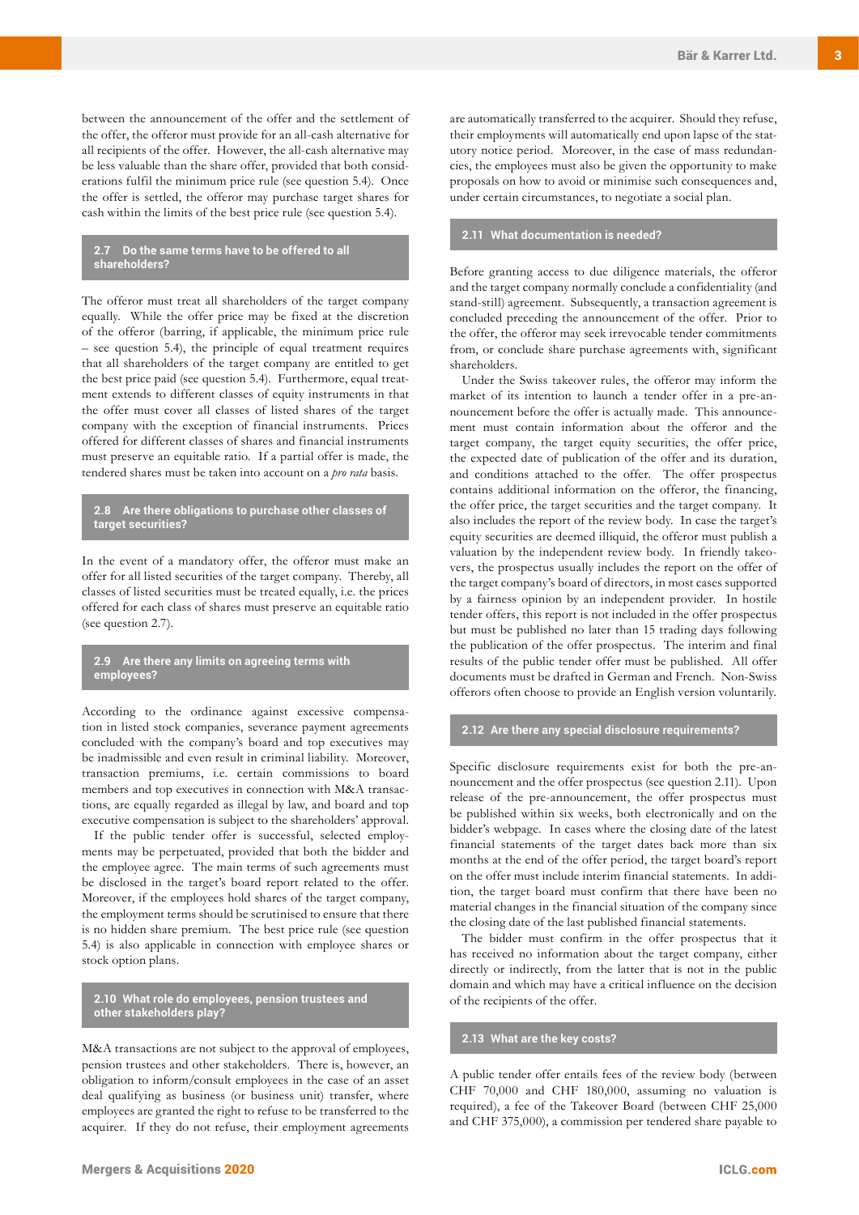between the announcement of the offer and the settlement of the offer, the offeror must provide for an all-cash alternative for all recipients of the offer. However, the all-cash alternative may be less valuable than the share offer, provided that both considerations fulfil the minimum price rule (see question 5.4). Once the offer is settled, the offeror may purchase target shares for cash within the limits of the best price rule (see question 5.4).

## 2.7 Do the same terms have to be offered to all shareholders?

The offeror must treat all shareholders of the target company equally. While the offer price may be fixed at the discretion of the offeror (barring, if applicable, the minimum price rule – see question 5.4), the principle of equal treatment requires that all shareholders of the target company are entitled to get the best price paid (see question 5.4). Furthermore, equal treatment extends to different classes of equity instruments in that the offer must cover all classes of listed shares of the target company with the exception of financial instruments. Prices offered for different classes of shares and financial instruments must preserve an equitable ratio. If a partial offer is made, the tendered shares must be taken into account on a *pro rata* basis.

## 2.8 Are there obligations to purchase other classes of target securities?

In the event of a mandatory offer, the offeror must make an offer for all listed securities of the target company. Thereby, all classes of listed securities must be treated equally, i.e. the prices offered for each class of shares must preserve an equitable ratio (see question 2.7).

## 2.9 Are there any limits on agreeing terms with employees?

According to the ordinance against excessive compensation in listed stock companies, severance payment agreements concluded with the company's board and top executives may be inadmissible and even result in criminal liability. Moreover, transaction premiums, i.e. certain commissions to board members and top executives in connection with M&A transactions, are equally regarded as illegal by law, and board and top executive compensation is subject to the shareholders' approval.

If the public tender offer is successful, selected employments may be perpetuated, provided that both the bidder and the employee agree. The main terms of such agreements must be disclosed in the target's board report related to the offer. Moreover, if the employees hold shares of the target company, the employment terms should be scrutinised to ensure that there is no hidden share premium. The best price rule (see question 5.4) is also applicable in connection with employee shares or stock option plans.

## 2.10 What role do employees, pension trustees and other stakeholders play?

M&A transactions are not subject to the approval of employees, pension trustees and other stakeholders. There is, however, an obligation to inform/consult employees in the case of an asset deal qualifying as business (or business unit) transfer, where employees are granted the right to refuse to be transferred to the acquirer. If they do not refuse, their employment agreements are automatically transferred to the acquirer. Should they refuse, their employments will automatically end upon lapse of the statutory notice period. Moreover, in the case of mass redundancies, the employees must also be given the opportunity to make proposals on how to avoid or minimise such consequences and, under certain circumstances, to negotiate a social plan.

## 2.11 What documentation is needed?

Before granting access to due diligence materials, the offeror and the target company normally conclude a confidentiality (and stand-still) agreement. Subsequently, a transaction agreement is concluded preceding the announcement of the offer. Prior to the offer, the offeror may seek irrevocable tender commitments from, or conclude share purchase agreements with, significant shareholders.

Under the Swiss takeover rules, the offeror may inform the market of its intention to launch a tender offer in a pre-announcement before the offer is actually made. This announcement must contain information about the offeror and the target company, the target equity securities, the offer price, the expected date of publication of the offer and its duration, and conditions attached to the offer. The offer prospectus contains additional information on the offeror, the financing, the offer price, the target securities and the target company. It also includes the report of the review body. In case the target's equity securities are deemed illiquid, the offeror must publish a valuation by the independent review body. In friendly takeovers, the prospectus usually includes the report on the offer of the target company's board of directors, in most cases supported by a fairness opinion by an independent provider. In hostile tender offers, this report is not included in the offer prospectus but must be published no later than 15 trading days following the publication of the offer prospectus. The interim and final results of the public tender offer must be published. All offer documents must be drafted in German and French. Non-Swiss offerors often choose to provide an English version voluntarily.

## 2.12 Are there any special disclosure requirements?

Specific disclosure requirements exist for both the pre-announcement and the offer prospectus (see question 2.11). Upon release of the pre-announcement, the offer prospectus must be published within six weeks, both electronically and on the bidder's webpage. In cases where the closing date of the latest financial statements of the target dates back more than six months at the end of the offer period, the target board's report on the offer must include interim financial statements. In addition, the target board must confirm that there have been no material changes in the financial situation of the company since the closing date of the last published financial statements.

The bidder must confirm in the offer prospectus that it has received no information about the target company, either directly or indirectly, from the latter that is not in the public domain and which may have a critical influence on the decision of the recipients of the offer.

## 2.13 What are the key costs?

A public tender offer entails fees of the review body (between CHF 70,000 and CHF 180,000, assuming no valuation is required), a fee of the Takeover Board (between CHF 25,000 and CHF 375,000), a commission per tendered share payable to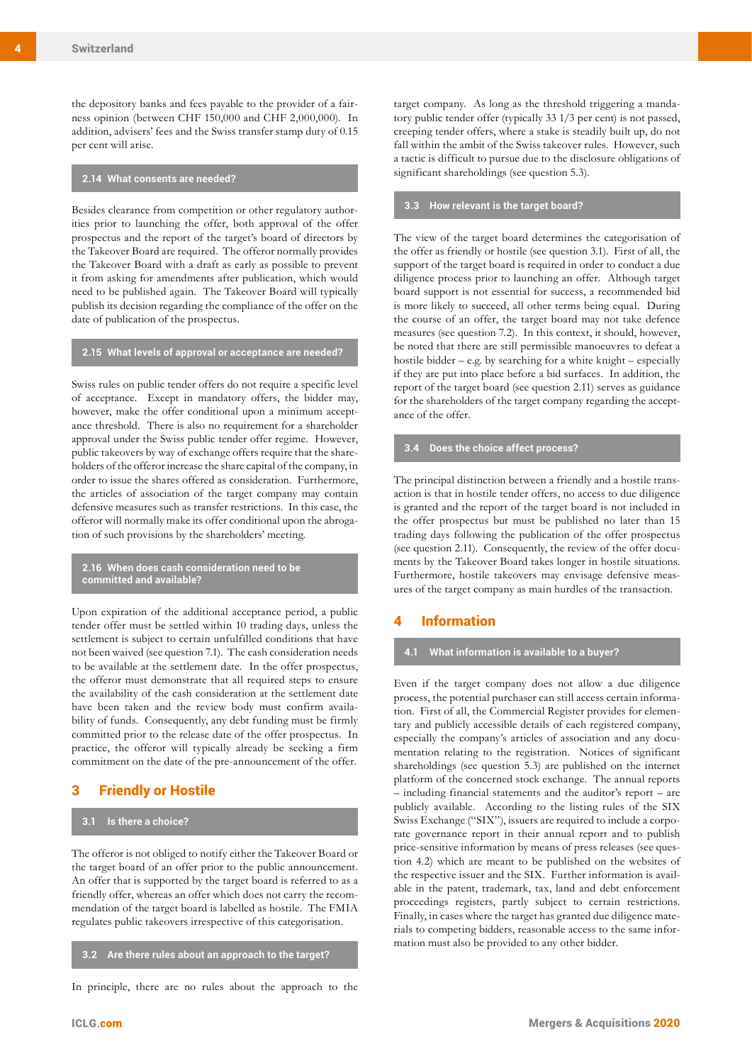the depository banks and fees payable to the provider of a fairness opinion (between CHF 150,000 and CHF 2,000,000). In addition, advisers' fees and the Swiss transfer stamp duty of 0.15 per cent will arise.

### 2.14 What consents are needed?

Besides clearance from competition or other regulatory authorities prior to launching the offer, both approval of the offer prospectus and the report of the target's board of directors by the Takeover Board are required. The offeror normally provides the Takeover Board with a draft as early as possible to prevent it from asking for amendments after publication, which would need to be published again. The Takeover Board will typically publish its decision regarding the compliance of the offer on the date of publication of the prospectus.

### 2.15 What levels of approval or acceptance are needed?

Swiss rules on public tender offers do not require a specific level of acceptance. Except in mandatory offers, the bidder may, however, make the offer conditional upon a minimum acceptance threshold. There is also no requirement for a shareholder approval under the Swiss public tender offer regime. However, public takeovers by way of exchange offers require that the shareholders of the offeror increase the share capital of the company, in order to issue the shares offered as consideration. Furthermore, the articles of association of the target company may contain defensive measures such as transfer restrictions. In this case, the offeror will normally make its offer conditional upon the abrogation of such provisions by the shareholders' meeting.

### 2.16 When does cash consideration need to be committed and available?

Upon expiration of the additional acceptance period, a public tender offer must be settled within 10 trading days, unless the settlement is subject to certain unfulfilled conditions that have not been waived (see question 7.1). The cash consideration needs to be available at the settlement date. In the offer prospectus, the offeror must demonstrate that all required steps to ensure the availability of the cash consideration at the settlement date have been taken and the review body must confirm availability of funds. Consequently, any debt funding must be firmly committed prior to the release date of the offer prospectus. In practice, the offeror will typically already be seeking a firm commitment on the date of the pre-announcement of the offer.

## 3 Friendly or Hostile

### 3.1 Is there a choice?

The offeror is not obliged to notify either the Takeover Board or the target board of an offer prior to the public announcement. An offer that is supported by the target board is referred to as a friendly offer, whereas an offer which does not carry the recommendation of the target board is labelled as hostile. The FMIA regulates public takeovers irrespective of this categorisation.

### 3.2 Are there rules about an approach to the target?

In principle, there are no rules about the approach to the target company. As long as the threshold triggering a mandatory public tender offer (typically 33 1/3 per cent) is not passed, creeping tender offers, where a stake is steadily built up, do not fall within the ambit of the Swiss takeover rules. However, such a tactic is difficult to pursue due to the disclosure obligations of significant shareholdings (see question 5.3).

### 3.3 How relevant is the target board?

The view of the target board determines the categorisation of the offer as friendly or hostile (see question 3.1). First of all, the support of the target board is required in order to conduct a due diligence process prior to launching an offer. Although target board support is not essential for success, a recommended bid is more likely to succeed, all other terms being equal. During the course of an offer, the target board may not take defence measures (see question 7.2). In this context, it should, however, be noted that there are still permissible manoeuvres to defeat a hostile bidder – e.g. by searching for a white knight – especially if they are put into place before a bid surfaces. In addition, the report of the target board (see question 2.11) serves as guidance for the shareholders of the target company regarding the acceptance of the offer.

### 3.4 Does the choice affect process?

The principal distinction between a friendly and a hostile transaction is that in hostile tender offers, no access to due diligence is granted and the report of the target board is not included in the offer prospectus but must be published no later than 15 trading days following the publication of the offer prospectus (see question 2.11). Consequently, the review of the offer documents by the Takeover Board takes longer in hostile situations. Furthermore, hostile takeovers may envisage defensive measures of the target company as main hurdles of the transaction.

## 4 Information

### 4.1 What information is available to a buyer?

Even if the target company does not allow a due diligence process, the potential purchaser can still access certain information. First of all, the Commercial Register provides for elementary and publicly accessible details of each registered company, especially the company's articles of association and any documentation relating to the registration. Notices of significant shareholdings (see question 5.3) are published on the internet platform of the concerned stock exchange. The annual reports – including financial statements and the auditor's report – are publicly available. According to the listing rules of the SIX Swiss Exchange ("SIX"), issuers are required to include a corporate governance report in their annual report and to publish price-sensitive information by means of press releases (see question 4.2) which are meant to be published on the websites of the respective issuer and the SIX. Further information is available in the patent, trademark, tax, land and debt enforcement proceedings registers, partly subject to certain restrictions. Finally, in cases where the target has granted due diligence materials to competing bidders, reasonable access to the same information must also be provided to any other bidder.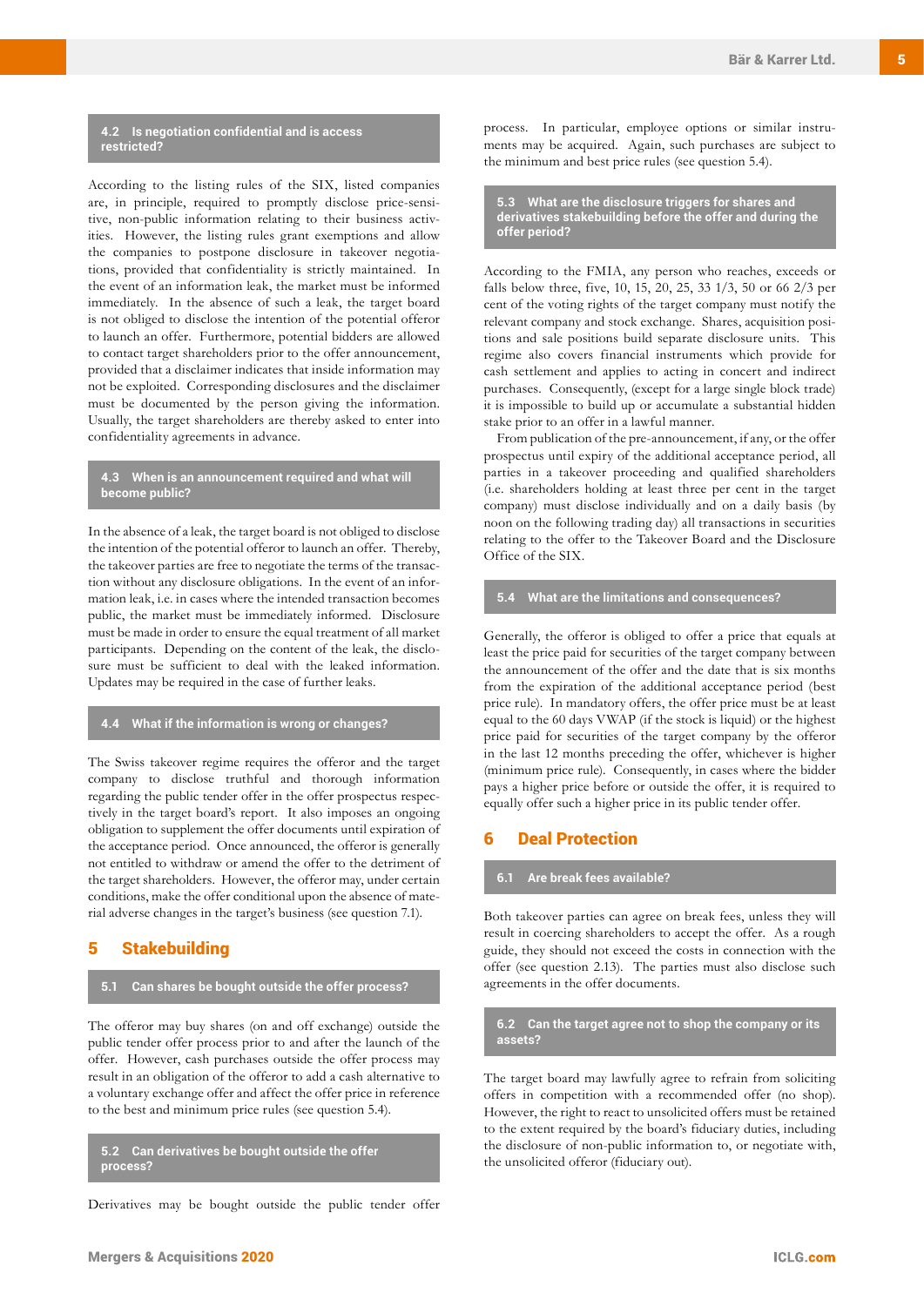### 4.2 Is negotiation confidential and is access restricted?

According to the listing rules of the SIX, listed companies are, in principle, required to promptly disclose price-sensitive, non-public information relating to their business activities. However, the listing rules grant exemptions and allow the companies to postpone disclosure in takeover negotiations, provided that confidentiality is strictly maintained. In the event of an information leak, the market must be informed immediately. In the absence of such a leak, the target board is not obliged to disclose the intention of the potential offeror to launch an offer. Furthermore, potential bidders are allowed to contact target shareholders prior to the offer announcement, provided that a disclaimer indicates that inside information may not be exploited. Corresponding disclosures and the disclaimer must be documented by the person giving the information. Usually, the target shareholders are thereby asked to enter into confidentiality agreements in advance.

### 4.3 When is an announcement required and what will become public?

In the absence of a leak, the target board is not obliged to disclose the intention of the potential offeror to launch an offer. Thereby, the takeover parties are free to negotiate the terms of the transaction without any disclosure obligations. In the event of an information leak, i.e. in cases where the intended transaction becomes public, the market must be immediately informed. Disclosure must be made in order to ensure the equal treatment of all market participants. Depending on the content of the leak, the disclosure must be sufficient to deal with the leaked information. Updates may be required in the case of further leaks.

### 4.4 What if the information is wrong or changes?

The Swiss takeover regime requires the offeror and the target company to disclose truthful and thorough information regarding the public tender offer in the offer prospectus respectively in the target board's report. It also imposes an ongoing obligation to supplement the offer documents until expiration of the acceptance period. Once announced, the offeror is generally not entitled to withdraw or amend the offer to the detriment of the target shareholders. However, the offeror may, under certain conditions, make the offer conditional upon the absence of material adverse changes in the target's business (see question 7.1).

## 5 Stakebuilding

### 5.1 Can shares be bought outside the offer process?

The offeror may buy shares (on and off exchange) outside the public tender offer process prior to and after the launch of the offer. However, cash purchases outside the offer process may result in an obligation of the offeror to add a cash alternative to a voluntary exchange offer and affect the offer price in reference to the best and minimum price rules (see question 5.4).

### 5.2 Can derivatives be bought outside the offer process?

Derivatives may be bought outside the public tender offer process. In particular, employee options or similar instruments may be acquired. Again, such purchases are subject to the minimum and best price rules (see question 5.4).

### 5.3 What are the disclosure triggers for shares and derivatives stakebuilding before the offer and during the offer period?

According to the FMIA, any person who reaches, exceeds or falls below three, five, 10, 15, 20, 25, 33 1/3, 50 or 66 2/3 per cent of the voting rights of the target company must notify the relevant company and stock exchange. Shares, acquisition positions and sale positions build separate disclosure units. This regime also covers financial instruments which provide for cash settlement and applies to acting in concert and indirect purchases. Consequently, (except for a large single block trade) it is impossible to build up or accumulate a substantial hidden stake prior to an offer in a lawful manner.

From publication of the pre-announcement, if any, or the offer prospectus until expiry of the additional acceptance period, all parties in a takeover proceeding and qualified shareholders (i.e. shareholders holding at least three per cent in the target company) must disclose individually and on a daily basis (by noon on the following trading day) all transactions in securities relating to the offer to the Takeover Board and the Disclosure Office of the SIX.

### 5.4 What are the limitations and consequences?

Generally, the offeror is obliged to offer a price that equals at least the price paid for securities of the target company between the announcement of the offer and the date that is six months from the expiration of the additional acceptance period (best price rule). In mandatory offers, the offer price must be at least equal to the 60 days VWAP (if the stock is liquid) or the highest price paid for securities of the target company by the offeror in the last 12 months preceding the offer, whichever is higher (minimum price rule). Consequently, in cases where the bidder pays a higher price before or outside the offer, it is required to equally offer such a higher price in its public tender offer.

## 6 Deal Protection

### 6.1 Are break fees available?

Both takeover parties can agree on break fees, unless they will result in coercing shareholders to accept the offer. As a rough guide, they should not exceed the costs in connection with the offer (see question 2.13). The parties must also disclose such agreements in the offer documents.

### 6.2 Can the target agree not to shop the company or its assets?

The target board may lawfully agree to refrain from soliciting offers in competition with a recommended offer (no shop). However, the right to react to unsolicited offers must be retained to the extent required by the board's fiduciary duties, including the disclosure of non-public information to, or negotiate with, the unsolicited offeror (fiduciary out).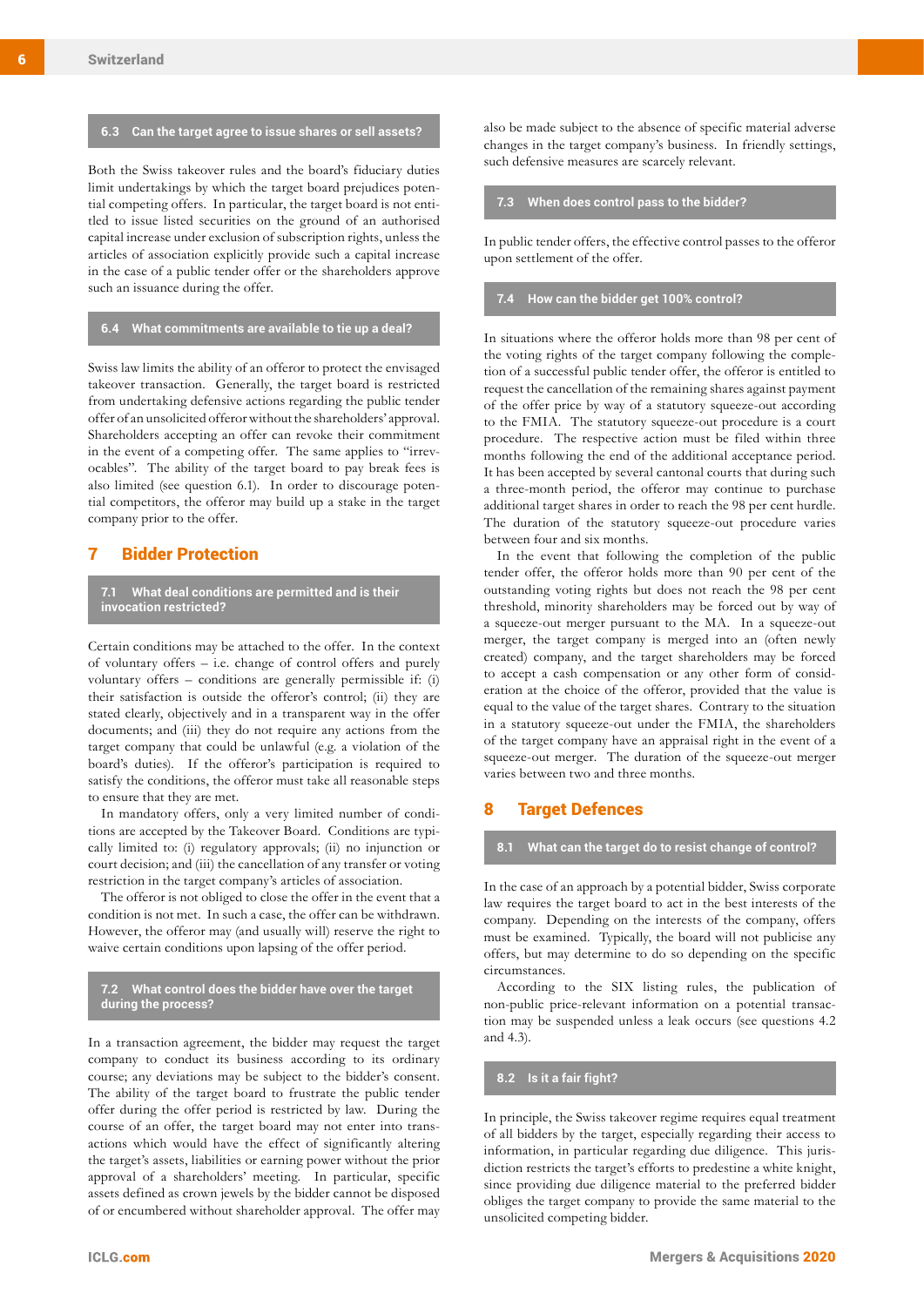### 6.3 Can the target agree to issue shares or sell assets?

Both the Swiss takeover rules and the board's fiduciary duties limit undertakings by which the target board prejudices potential competing offers. In particular, the target board is not entitled to issue listed securities on the ground of an authorised capital increase under exclusion of subscription rights, unless the articles of association explicitly provide such a capital increase in the case of a public tender offer or the shareholders approve such an issuance during the offer.

### 6.4 What commitments are available to tie up a deal?

Swiss law limits the ability of an offeror to protect the envisaged takeover transaction. Generally, the target board is restricted from undertaking defensive actions regarding the public tender offer of an unsolicited offeror without the shareholders' approval. Shareholders accepting an offer can revoke their commitment in the event of a competing offer. The same applies to "irrevocables". The ability of the target board to pay break fees is also limited (see question 6.1). In order to discourage potential competitors, the offeror may build up a stake in the target company prior to the offer.

## 7 Bidder Protection

### 7.1 What deal conditions are permitted and is their invocation restricted?

Certain conditions may be attached to the offer. In the context of voluntary offers – i.e. change of control offers and purely voluntary offers – conditions are generally permissible if: (i) their satisfaction is outside the offeror's control; (ii) they are stated clearly, objectively and in a transparent way in the offer documents; and (iii) they do not require any actions from the target company that could be unlawful (e.g. a violation of the board's duties). If the offeror's participation is required to satisfy the conditions, the offeror must take all reasonable steps to ensure that they are met.

In mandatory offers, only a very limited number of conditions are accepted by the Takeover Board. Conditions are typically limited to: (i) regulatory approvals; (ii) no injunction or court decision; and (iii) the cancellation of any transfer or voting restriction in the target company's articles of association.

The offeror is not obliged to close the offer in the event that a condition is not met. In such a case, the offer can be withdrawn. However, the offeror may (and usually will) reserve the right to waive certain conditions upon lapsing of the offer period.

### 7.2 What control does the bidder have over the target during the process?

In a transaction agreement, the bidder may request the target company to conduct its business according to its ordinary course; any deviations may be subject to the bidder's consent. The ability of the target board to frustrate the public tender offer during the offer period is restricted by law. During the course of an offer, the target board may not enter into transactions which would have the effect of significantly altering the target's assets, liabilities or earning power without the prior approval of a shareholders' meeting. In particular, specific assets defined as crown jewels by the bidder cannot be disposed of or encumbered without shareholder approval. The offer may also be made subject to the absence of specific material adverse changes in the target company's business. In friendly settings, such defensive measures are scarcely relevant.

### 7.3 When does control pass to the bidder?

In public tender offers, the effective control passes to the offeror upon settlement of the offer.

### 7.4 How can the bidder get 100% control?

In situations where the offeror holds more than 98 per cent of the voting rights of the target company following the completion of a successful public tender offer, the offeror is entitled to request the cancellation of the remaining shares against payment of the offer price by way of a statutory squeeze-out according to the FMIA. The statutory squeeze-out procedure is a court procedure. The respective action must be filed within three months following the end of the additional acceptance period. It has been accepted by several cantonal courts that during such a three-month period, the offeror may continue to purchase additional target shares in order to reach the 98 per cent hurdle. The duration of the statutory squeeze-out procedure varies between four and six months.

In the event that following the completion of the public tender offer, the offeror holds more than 90 per cent of the outstanding voting rights but does not reach the 98 per cent threshold, minority shareholders may be forced out by way of a squeeze-out merger pursuant to the MA. In a squeeze-out merger, the target company is merged into an (often newly created) company, and the target shareholders may be forced to accept a cash compensation or any other form of consideration at the choice of the offeror, provided that the value is equal to the value of the target shares. Contrary to the situation in a statutory squeeze-out under the FMIA, the shareholders of the target company have an appraisal right in the event of a squeeze-out merger. The duration of the squeeze-out merger varies between two and three months.

## 8 Target Defences

### 8.1 What can the target do to resist change of control?

In the case of an approach by a potential bidder, Swiss corporate law requires the target board to act in the best interests of the company. Depending on the interests of the company, offers must be examined. Typically, the board will not publicise any offers, but may determine to do so depending on the specific circumstances.

According to the SIX listing rules, the publication of non-public price-relevant information on a potential transaction may be suspended unless a leak occurs (see questions 4.2 and 4.3).

### 8.2 Is it a fair fight?

In principle, the Swiss takeover regime requires equal treatment of all bidders by the target, especially regarding their access to information, in particular regarding due diligence. This jurisdiction restricts the target's efforts to predestine a white knight, since providing due diligence material to the preferred bidder obliges the target company to provide the same material to the unsolicited competing bidder.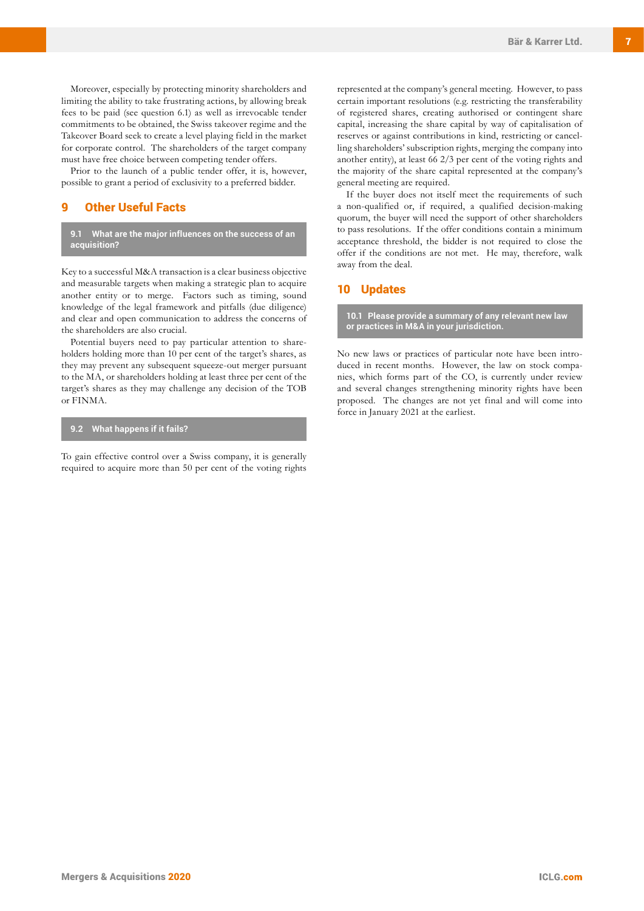Moreover, especially by protecting minority shareholders and limiting the ability to take frustrating actions, by allowing break fees to be paid (see question 6.1) as well as irrevocable tender commitments to be obtained, the Swiss takeover regime and the Takeover Board seek to create a level playing field in the market for corporate control. The shareholders of the target company must have free choice between competing tender offers.

Prior to the launch of a public tender offer, it is, however, possible to grant a period of exclusivity to a preferred bidder.

## 9 Other Useful Facts

### 9.1 What are the major influences on the success of an acquisition?

Key to a successful M&A transaction is a clear business objective and measurable targets when making a strategic plan to acquire another entity or to merge. Factors such as timing, sound knowledge of the legal framework and pitfalls (due diligence) and clear and open communication to address the concerns of the shareholders are also crucial.

Potential buyers need to pay particular attention to shareholders holding more than 10 per cent of the target's shares, as they may prevent any subsequent squeeze-out merger pursuant to the MA, or shareholders holding at least three per cent of the target's shares as they may challenge any decision of the TOB or FINMA.

### 9.2 What happens if it fails?

To gain effective control over a Swiss company, it is generally required to acquire more than 50 per cent of the voting rights represented at the company's general meeting. However, to pass certain important resolutions (e.g. restricting the transferability of registered shares, creating authorised or contingent share capital, increasing the share capital by way of capitalisation of reserves or against contributions in kind, restricting or cancelling shareholders' subscription rights, merging the company into another entity), at least 66 2/3 per cent of the voting rights and the majority of the share capital represented at the company's general meeting are required.

If the buyer does not itself meet the requirements of such a non-qualified or, if required, a qualified decision-making quorum, the buyer will need the support of other shareholders to pass resolutions. If the offer conditions contain a minimum acceptance threshold, the bidder is not required to close the offer if the conditions are not met. He may, therefore, walk away from the deal.

## 10 Updates

### 10.1 Please provide a summary of any relevant new law or practices in M&A in your jurisdiction.

No new laws or practices of particular note have been introduced in recent months. However, the law on stock companies, which forms part of the CO, is currently under review and several changes strengthening minority rights have been proposed. The changes are not yet final and will come into force in January 2021 at the earliest.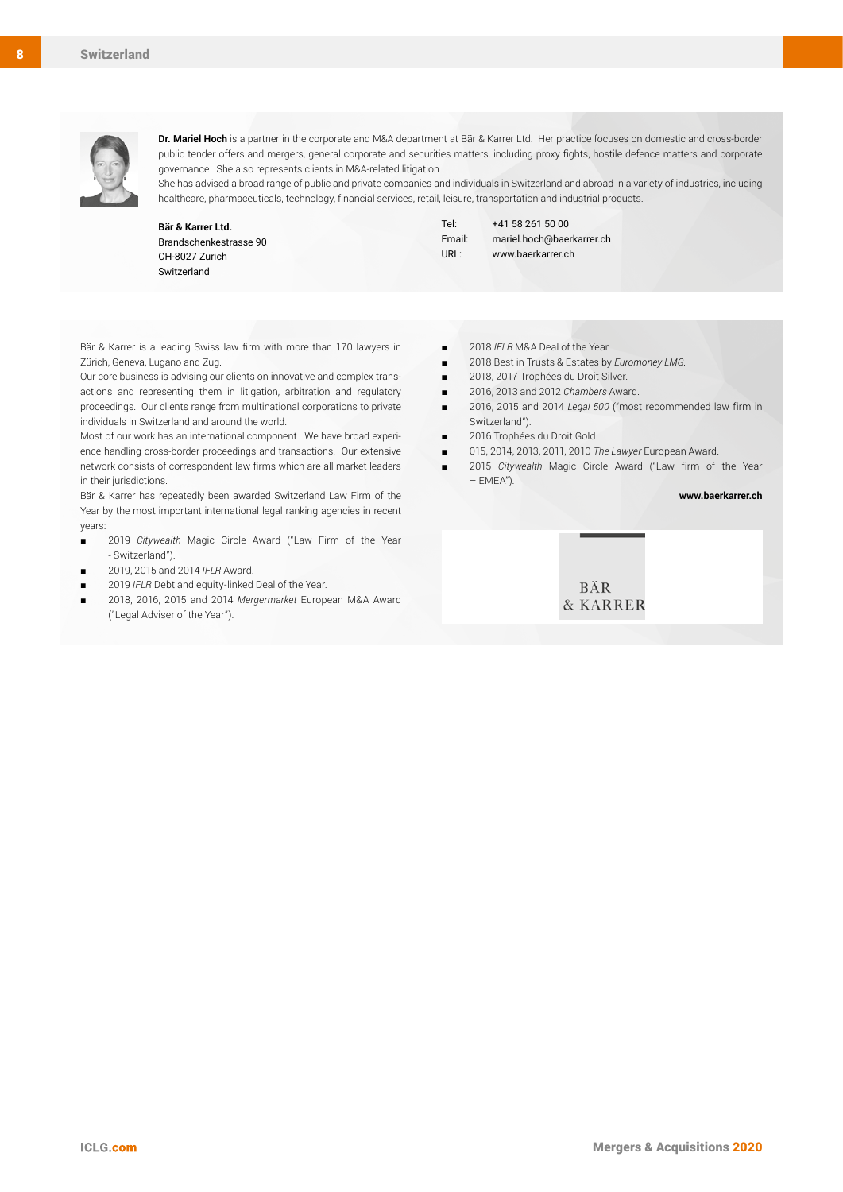**Dr. Mariel Hoch** is a partner in the corporate and M&A department at Bär & Karrer Ltd. Her practice focuses on domestic and cross-border public tender offers and mergers, general corporate and securities matters, including proxy fights, hostile defence matters and corporate governance. She also represents clients in M&A-related litigation.

She has advised a broad range of public and private companies and individuals in Switzerland and abroad in a variety of industries, including healthcare, pharmaceuticals, technology, financial services, retail, leisure, transportation and industrial products.

**Bär & Karrer Ltd.**
Brandschenkestrasse 90
CH-8027 Zurich
Switzerland

Tel: +41 58 261 50 00
Email: mariel.hoch@baerkarrer.ch
URL: www.baerkarrer.ch

Bär & Karrer is a leading Swiss law firm with more than 170 lawyers in Zürich, Geneva, Lugano and Zug.

Our core business is advising our clients on innovative and complex transactions and representing them in litigation, arbitration and regulatory proceedings. Our clients range from multinational corporations to private individuals in Switzerland and around the world.

Most of our work has an international component. We have broad experience handling cross-border proceedings and transactions. Our extensive network consists of correspondent law firms which are all market leaders in their jurisdictions.

Bär & Karrer has repeatedly been awarded Switzerland Law Firm of the Year by the most important international legal ranking agencies in recent years:

- 2019 *Citywealth* Magic Circle Award ("Law Firm of the Year - Switzerland").
- 2019, 2015 and 2014 *IFLR* Award.
- 2019 *IFLR* Debt and equity-linked Deal of the Year.
- 2018, 2016, 2015 and 2014 *Mergermarket* European M&A Award ("Legal Adviser of the Year").
- 2018 *IFLR* M&A Deal of the Year.
- 2018 Best in Trusts & Estates by *Euromoney LMG*.
- 2018, 2017 Trophées du Droit Silver.
- 2016, 2013 and 2012 *Chambers* Award.
- 2016, 2015 and 2014 *Legal 500* ("most recommended law firm in Switzerland").
- 2016 Trophées du Droit Gold.
- 015, 2014, 2013, 2011, 2010 *The Lawyer* European Award.
- 2015 *Citywealth* Magic Circle Award ("Law firm of the Year – EMEA").

**www.baerkarrer.ch**

BÄR
& KARRER